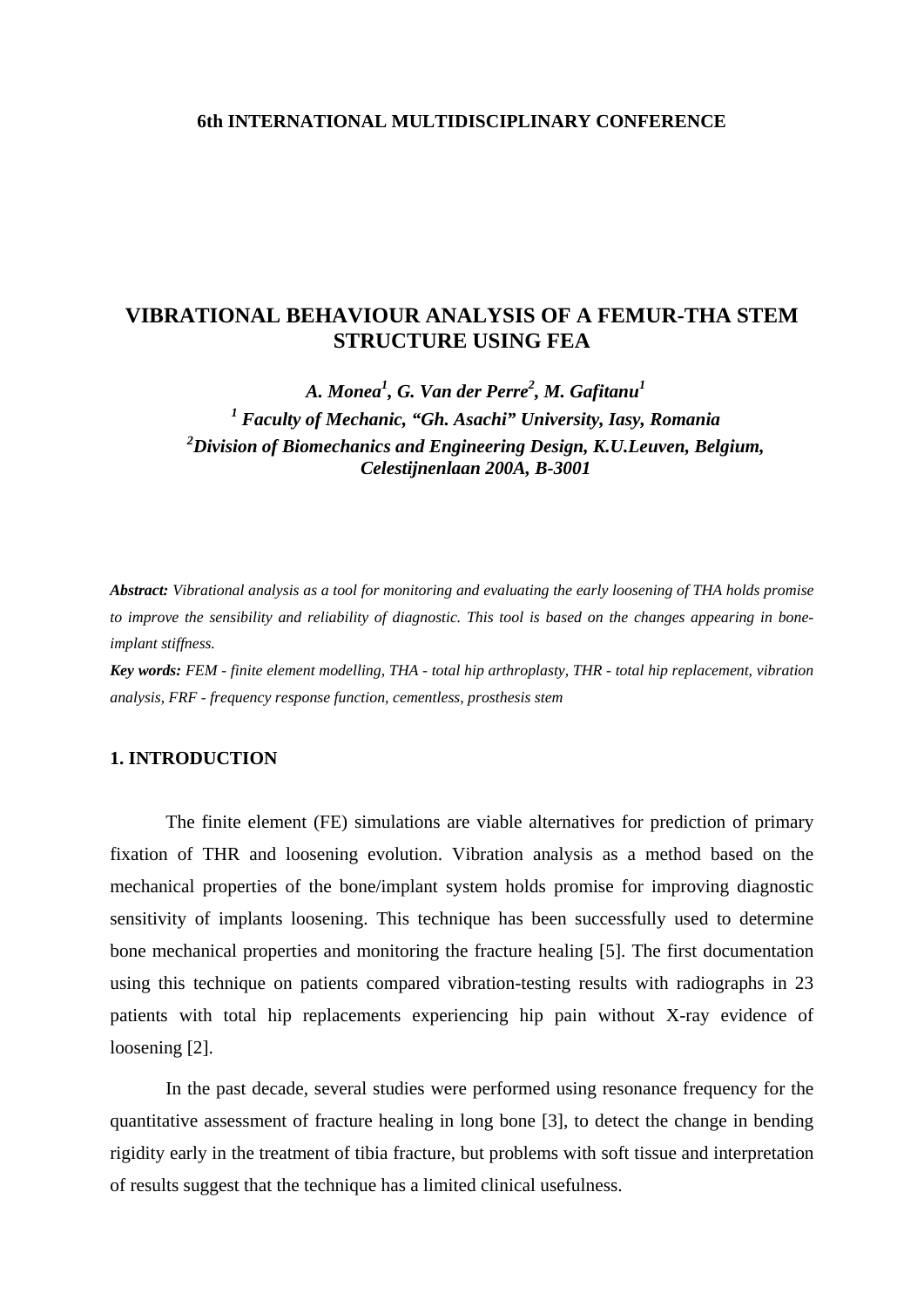**6th INTERNATIONAL MULTIDISCIPLINARY CONFERENCE**

# VIBRATIONAL BEHAVIOUR ANALYSIS OF A FEMUR-THA STEM STRUCTURE USING FEA

***A. Monea[1], G. Van der Perre[2], M. Gafitanu[1]***

***[1] Faculty of Mechanic, "Gh. Asachi" University, Iasy, Romania***

***[2]Division of Biomechanics and Engineering Design, K.U.Leuven, Belgium, Celestijnenlaan 200A, B-3001***

***Abstract:*** *Vibrational analysis as a tool for monitoring and evaluating the early loosening of THA holds promise to improve the sensibility and reliability of diagnostic. This tool is based on the changes appearing in bone-implant stiffness.*

***Key words:*** *FEM - finite element modelling, THA - total hip arthroplasty, THR - total hip replacement, vibration analysis, FRF - frequency response function, cementless, prosthesis stem*

## 1. INTRODUCTION

The finite element (FE) simulations are viable alternatives for prediction of primary fixation of THR and loosening evolution. Vibration analysis as a method based on the mechanical properties of the bone/implant system holds promise for improving diagnostic sensitivity of implants loosening. This technique has been successfully used to determine bone mechanical properties and monitoring the fracture healing [5]. The first documentation using this technique on patients compared vibration-testing results with radiographs in 23 patients with total hip replacements experiencing hip pain without X-ray evidence of loosening [2].

In the past decade, several studies were performed using resonance frequency for the quantitative assessment of fracture healing in long bone [3], to detect the change in bending rigidity early in the treatment of tibia fracture, but problems with soft tissue and interpretation of results suggest that the technique has a limited clinical usefulness.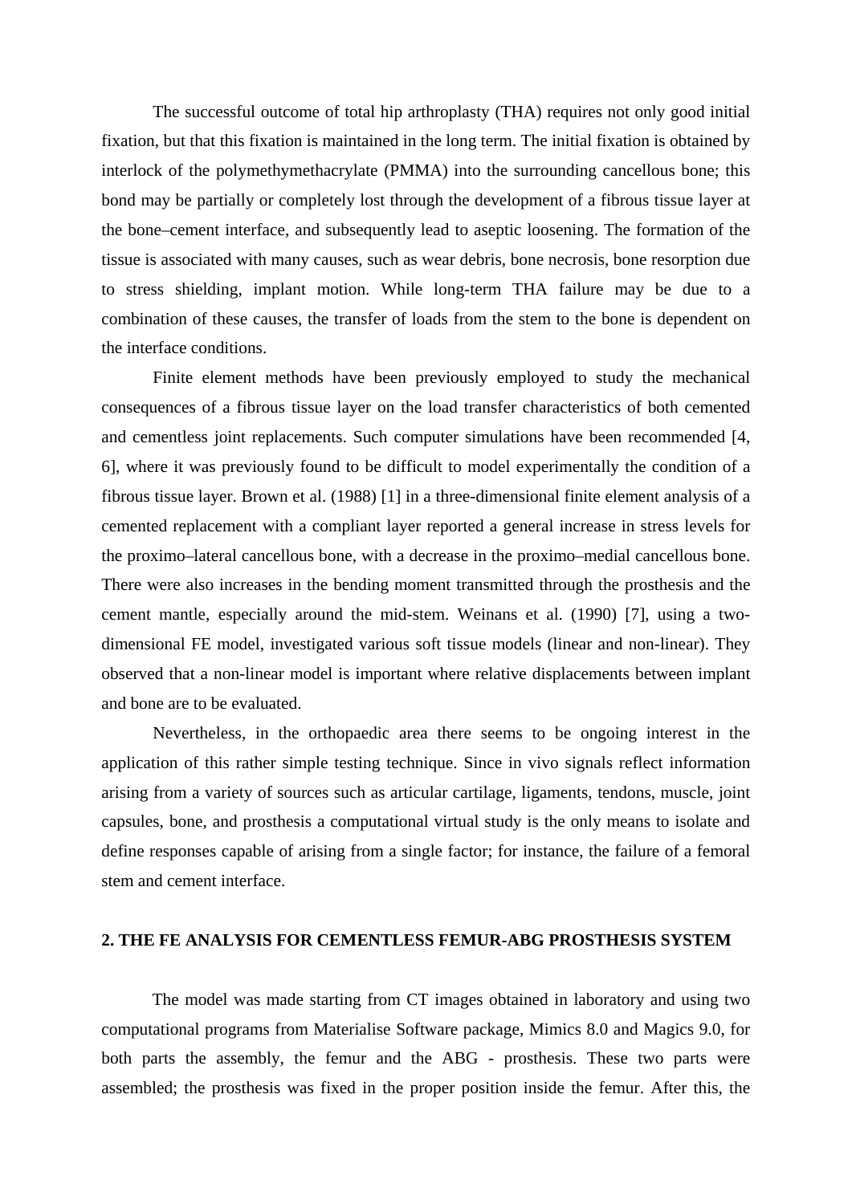The successful outcome of total hip arthroplasty (THA) requires not only good initial fixation, but that this fixation is maintained in the long term. The initial fixation is obtained by interlock of the polymethymethacrylate (PMMA) into the surrounding cancellous bone; this bond may be partially or completely lost through the development of a fibrous tissue layer at the bone–cement interface, and subsequently lead to aseptic loosening. The formation of the tissue is associated with many causes, such as wear debris, bone necrosis, bone resorption due to stress shielding, implant motion. While long-term THA failure may be due to a combination of these causes, the transfer of loads from the stem to the bone is dependent on the interface conditions.

Finite element methods have been previously employed to study the mechanical consequences of a fibrous tissue layer on the load transfer characteristics of both cemented and cementless joint replacements. Such computer simulations have been recommended [4, 6], where it was previously found to be difficult to model experimentally the condition of a fibrous tissue layer. Brown et al. (1988) [1] in a three-dimensional finite element analysis of a cemented replacement with a compliant layer reported a general increase in stress levels for the proximo–lateral cancellous bone, with a decrease in the proximo–medial cancellous bone. There were also increases in the bending moment transmitted through the prosthesis and the cement mantle, especially around the mid-stem. Weinans et al. (1990) [7], using a two-dimensional FE model, investigated various soft tissue models (linear and non-linear). They observed that a non-linear model is important where relative displacements between implant and bone are to be evaluated.

Nevertheless, in the orthopaedic area there seems to be ongoing interest in the application of this rather simple testing technique. Since in vivo signals reflect information arising from a variety of sources such as articular cartilage, ligaments, tendons, muscle, joint capsules, bone, and prosthesis a computational virtual study is the only means to isolate and define responses capable of arising from a single factor; for instance, the failure of a femoral stem and cement interface.

## 2. THE FE ANALYSIS FOR CEMENTLESS FEMUR-ABG PROSTHESIS SYSTEM

The model was made starting from CT images obtained in laboratory and using two computational programs from Materialise Software package, Mimics 8.0 and Magics 9.0, for both parts the assembly, the femur and the ABG - prosthesis. These two parts were assembled; the prosthesis was fixed in the proper position inside the femur. After this, the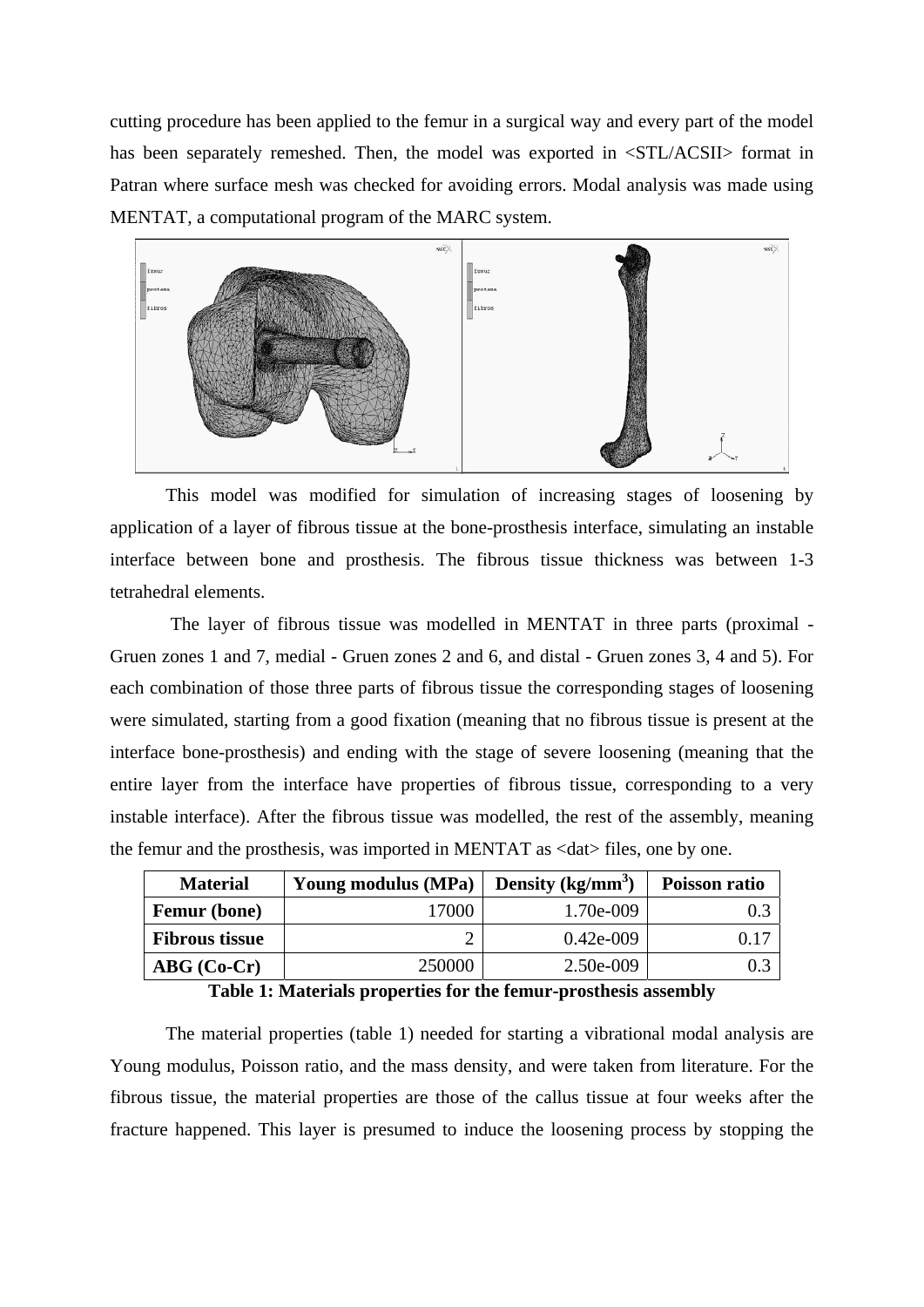cutting procedure has been applied to the femur in a surgical way and every part of the model has been separately remeshed. Then, the model was exported in <STL/ACSII> format in Patran where surface mesh was checked for avoiding errors. Modal analysis was made using MENTAT, a computational program of the MARC system.

This model was modified for simulation of increasing stages of loosening by application of a layer of fibrous tissue at the bone-prosthesis interface, simulating an instable interface between bone and prosthesis. The fibrous tissue thickness was between 1-3 tetrahedral elements.

The layer of fibrous tissue was modelled in MENTAT in three parts (proximal - Gruen zones 1 and 7, medial - Gruen zones 2 and 6, and distal - Gruen zones 3, 4 and 5). For each combination of those three parts of fibrous tissue the corresponding stages of loosening were simulated, starting from a good fixation (meaning that no fibrous tissue is present at the interface bone-prosthesis) and ending with the stage of severe loosening (meaning that the entire layer from the interface have properties of fibrous tissue, corresponding to a very instable interface). After the fibrous tissue was modelled, the rest of the assembly, meaning the femur and the prosthesis, was imported in MENTAT as <dat> files, one by one.

| Material | Young modulus (MPa) | Density (kg/mm$^3$) | Poisson ratio |
|---|---|---|---|
| **Femur (bone)** | 17000 | 1.70e-009 | 0.3 |
| **Fibrous tissue** | 2 | 0.42e-009 | 0.17 |
| **ABG (Co-Cr)** | 250000 | 2.50e-009 | 0.3 |

**Table 1: Materials properties for the femur-prosthesis assembly**

The material properties (table 1) needed for starting a vibrational modal analysis are Young modulus, Poisson ratio, and the mass density, and were taken from literature. For the fibrous tissue, the material properties are those of the callus tissue at four weeks after the fracture happened. This layer is presumed to induce the loosening process by stopping the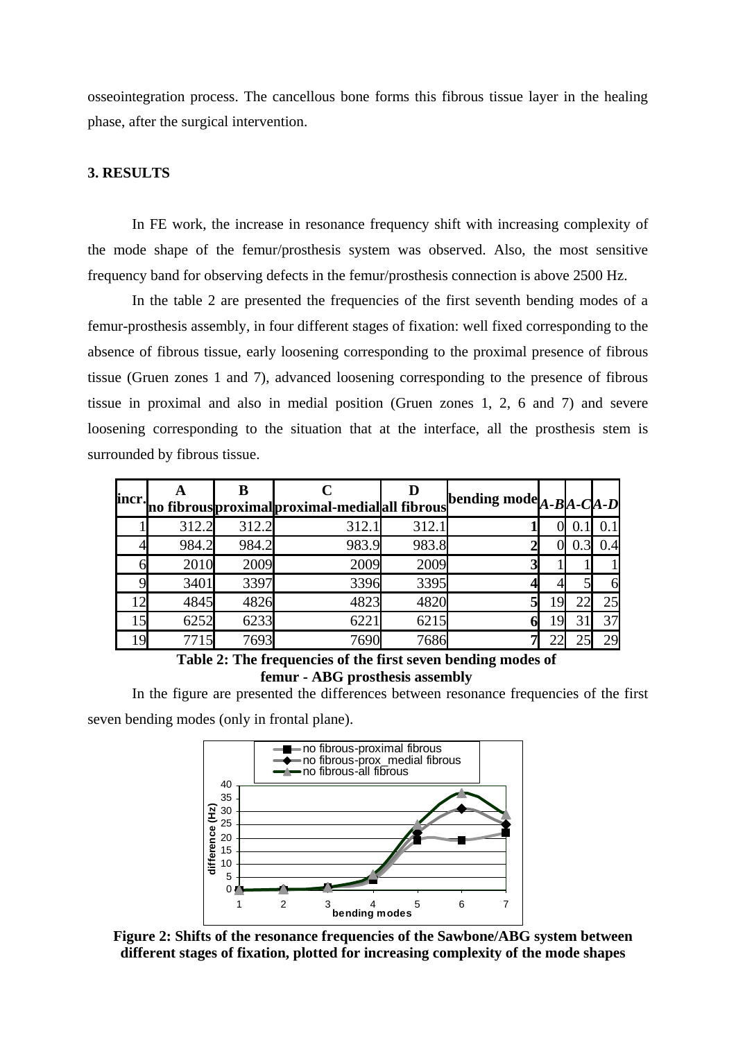osseointegration process. The cancellous bone forms this fibrous tissue layer in the healing phase, after the surgical intervention.

### 3. RESULTS

In FE work, the increase in resonance frequency shift with increasing complexity of the mode shape of the femur/prosthesis system was observed. Also, the most sensitive frequency band for observing defects in the femur/prosthesis connection is above 2500 Hz.

In the table 2 are presented the frequencies of the first seventh bending modes of a femur-prosthesis assembly, in four different stages of fixation: well fixed corresponding to the absence of fibrous tissue, early loosening corresponding to the proximal presence of fibrous tissue (Gruen zones 1 and 7), advanced loosening corresponding to the presence of fibrous tissue in proximal and also in medial position (Gruen zones 1, 2, 6 and 7) and severe loosening corresponding to the situation that at the interface, all the prosthesis stem is surrounded by fibrous tissue.

| incr. | A<br>no fibrous | B<br>proximal | C<br>proximal-medial | D<br>all fibrous | bending mode | *A-B* | *A-C* | *A-D* |
|---|---|---|---|---|---|---|---|---|
| 1 | 312.2 | 312.2 | 312.1 | 312.1 | 1 | 0 | 0.1 | 0.1 |
| 4 | 984.2 | 984.2 | 983.9 | 983.8 | 2 | 0 | 0.3 | 0.4 |
| 6 | 2010 | 2009 | 2009 | 2009 | 3 | 1 | 1 | 1 |
| 9 | 3401 | 3397 | 3396 | 3395 | 4 | 4 | 5 | 6 |
| 12 | 4845 | 4826 | 4823 | 4820 | 5 | 19 | 22 | 25 |
| 15 | 6252 | 6233 | 6221 | 6215 | 6 | 19 | 31 | 37 |
| 19 | 7715 | 7693 | 7690 | 7686 | 7 | 22 | 25 | 29 |

**Table 2: The frequencies of the first seven bending modes of femur - ABG prosthesis assembly**

In the figure are presented the differences between resonance frequencies of the first seven bending modes (only in frontal plane).

**Figure 2: Shifts of the resonance frequencies of the Sawbone/ABG system between different stages of fixation, plotted for increasing complexity of the mode shapes**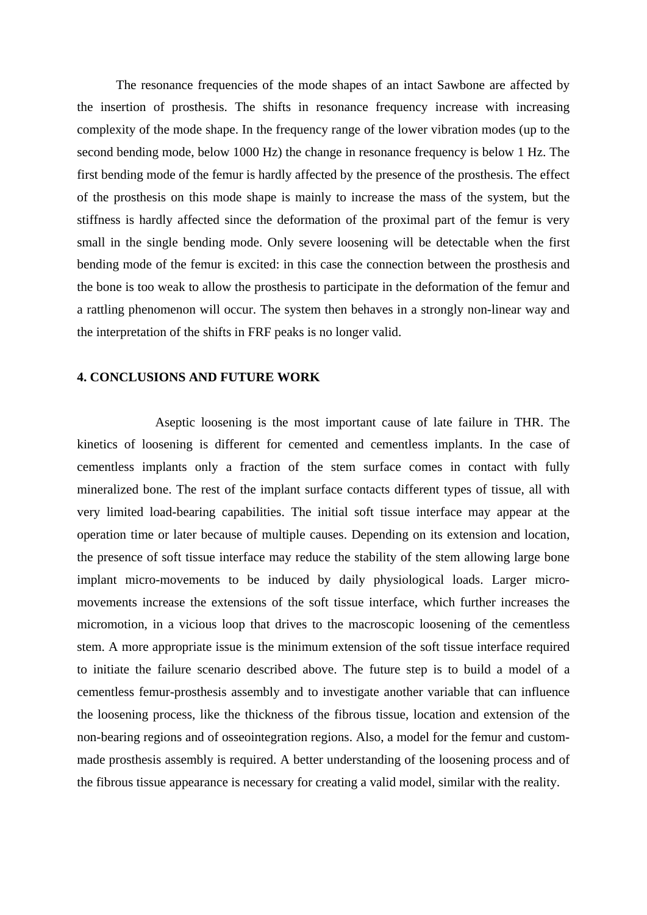The resonance frequencies of the mode shapes of an intact Sawbone are affected by the insertion of prosthesis. The shifts in resonance frequency increase with increasing complexity of the mode shape. In the frequency range of the lower vibration modes (up to the second bending mode, below 1000 Hz) the change in resonance frequency is below 1 Hz. The first bending mode of the femur is hardly affected by the presence of the prosthesis. The effect of the prosthesis on this mode shape is mainly to increase the mass of the system, but the stiffness is hardly affected since the deformation of the proximal part of the femur is very small in the single bending mode. Only severe loosening will be detectable when the first bending mode of the femur is excited: in this case the connection between the prosthesis and the bone is too weak to allow the prosthesis to participate in the deformation of the femur and a rattling phenomenon will occur. The system then behaves in a strongly non-linear way and the interpretation of the shifts in FRF peaks is no longer valid.

## 4. CONCLUSIONS AND FUTURE WORK

Aseptic loosening is the most important cause of late failure in THR. The kinetics of loosening is different for cemented and cementless implants. In the case of cementless implants only a fraction of the stem surface comes in contact with fully mineralized bone. The rest of the implant surface contacts different types of tissue, all with very limited load-bearing capabilities. The initial soft tissue interface may appear at the operation time or later because of multiple causes. Depending on its extension and location, the presence of soft tissue interface may reduce the stability of the stem allowing large bone implant micro-movements to be induced by daily physiological loads. Larger micro-movements increase the extensions of the soft tissue interface, which further increases the micromotion, in a vicious loop that drives to the macroscopic loosening of the cementless stem. A more appropriate issue is the minimum extension of the soft tissue interface required to initiate the failure scenario described above. The future step is to build a model of a cementless femur-prosthesis assembly and to investigate another variable that can influence the loosening process, like the thickness of the fibrous tissue, location and extension of the non-bearing regions and of osseointegration regions. Also, a model for the femur and custom-made prosthesis assembly is required. A better understanding of the loosening process and of the fibrous tissue appearance is necessary for creating a valid model, similar with the reality.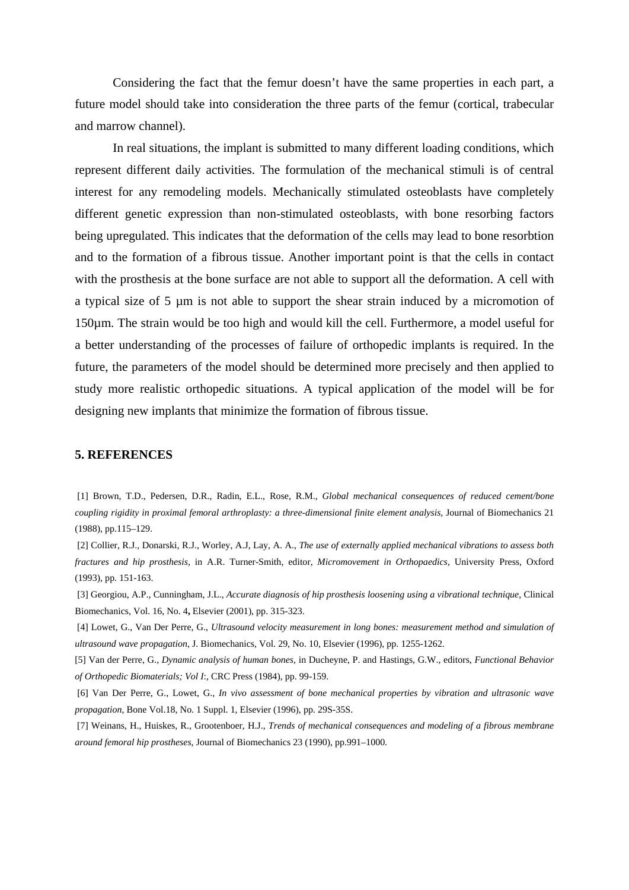Considering the fact that the femur doesn't have the same properties in each part, a future model should take into consideration the three parts of the femur (cortical, trabecular and marrow channel).

In real situations, the implant is submitted to many different loading conditions, which represent different daily activities. The formulation of the mechanical stimuli is of central interest for any remodeling models. Mechanically stimulated osteoblasts have completely different genetic expression than non-stimulated osteoblasts, with bone resorbing factors being upregulated. This indicates that the deformation of the cells may lead to bone resorbtion and to the formation of a fibrous tissue. Another important point is that the cells in contact with the prosthesis at the bone surface are not able to support all the deformation. A cell with a typical size of 5 µm is not able to support the shear strain induced by a micromotion of 150µm. The strain would be too high and would kill the cell. Furthermore, a model useful for a better understanding of the processes of failure of orthopedic implants is required. In the future, the parameters of the model should be determined more precisely and then applied to study more realistic orthopedic situations. A typical application of the model will be for designing new implants that minimize the formation of fibrous tissue.

## 5. REFERENCES

[1] Brown, T.D., Pedersen, D.R., Radin, E.L., Rose, R.M., *Global mechanical consequences of reduced cement/bone coupling rigidity in proximal femoral arthroplasty: a three-dimensional finite element analysis*, Journal of Biomechanics 21 (1988), pp.115–129.

[2] Collier, R.J., Donarski, R.J., Worley, A.J, Lay, A. A., *The use of externally applied mechanical vibrations to assess both fractures and hip prosthesis*, in A.R. Turner-Smith, editor, *Micromovement in Orthopaedics*, University Press, Oxford (1993), pp. 151-163.

[3] Georgiou, A.P., Cunningham, J.L., *Accurate diagnosis of hip prosthesis loosening using a vibrational technique*, Clinical Biomechanics, Vol. 16, No. 4**,** Elsevier (2001), pp. 315-323.

[4] Lowet, G., Van Der Perre, G., *Ultrasound velocity measurement in long bones: measurement method and simulation of ultrasound wave propagation*, J. Biomechanics, Vol. 29, No. 10, Elsevier (1996), pp. 1255-1262.

[5] Van der Perre, G., *Dynamic analysis of human bones*, in Ducheyne, P. and Hastings, G.W., editors, *Functional Behavior of Orthopedic Biomaterials; Vol I:*, CRC Press (1984), pp. 99-159.

[6] Van Der Perre, G., Lowet, G., *In vivo assessment of bone mechanical properties by vibration and ultrasonic wave propagation*, Bone Vol.18, No. 1 Suppl. 1, Elsevier (1996), pp. 29S-35S.

[7] Weinans, H., Huiskes, R., Grootenboer, H.J., *Trends of mechanical consequences and modeling of a fibrous membrane around femoral hip prostheses*, Journal of Biomechanics 23 (1990), pp.991–1000.